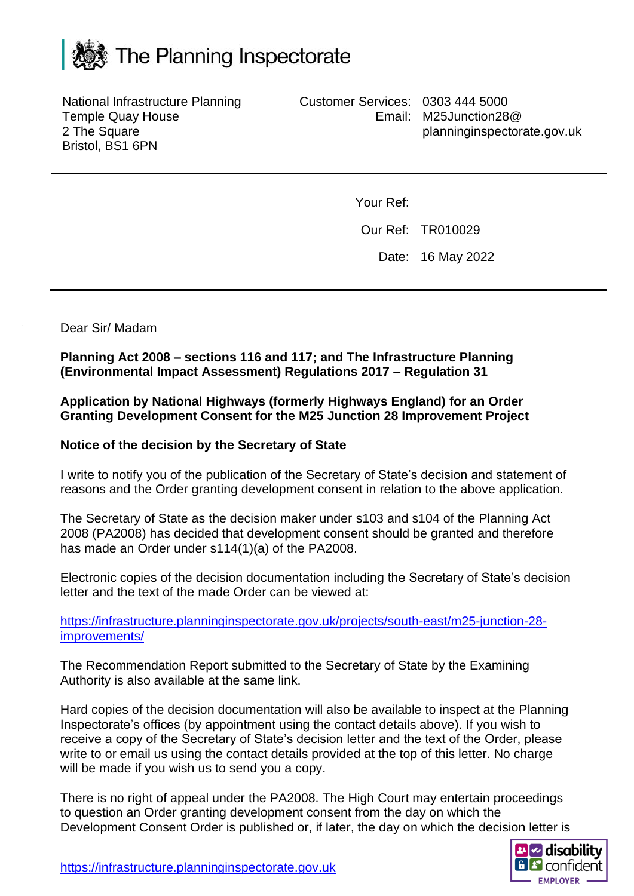# The Planning Inspectorate

National Infrastructure Planning
Temple Quay House
2 The Square
Bristol, BS1 6PN

Customer Services: 0303 444 5000
Email: M25Junction28@planninginspectorate.gov.uk

Your Ref:

Our Ref: TR010029

Date: 16 May 2022

Dear Sir/ Madam

**Planning Act 2008 – sections 116 and 117; and The Infrastructure Planning (Environmental Impact Assessment) Regulations 2017 – Regulation 31**

**Application by National Highways (formerly Highways England) for an Order Granting Development Consent for the M25 Junction 28 Improvement Project**

**Notice of the decision by the Secretary of State**

I write to notify you of the publication of the Secretary of State's decision and statement of reasons and the Order granting development consent in relation to the above application.

The Secretary of State as the decision maker under s103 and s104 of the Planning Act 2008 (PA2008) has decided that development consent should be granted and therefore has made an Order under s114(1)(a) of the PA2008.

Electronic copies of the decision documentation including the Secretary of State's decision letter and the text of the made Order can be viewed at:

https://infrastructure.planninginspectorate.gov.uk/projects/south-east/m25-junction-28-improvements/

The Recommendation Report submitted to the Secretary of State by the Examining Authority is also available at the same link.

Hard copies of the decision documentation will also be available to inspect at the Planning Inspectorate's offices (by appointment using the contact details above). If you wish to receive a copy of the Secretary of State's decision letter and the text of the Order, please write to or email us using the contact details provided at the top of this letter. No charge will be made if you wish us to send you a copy.

There is no right of appeal under the PA2008. The High Court may entertain proceedings to question an Order granting development consent from the day on which the Development Consent Order is published or, if later, the day on which the decision letter is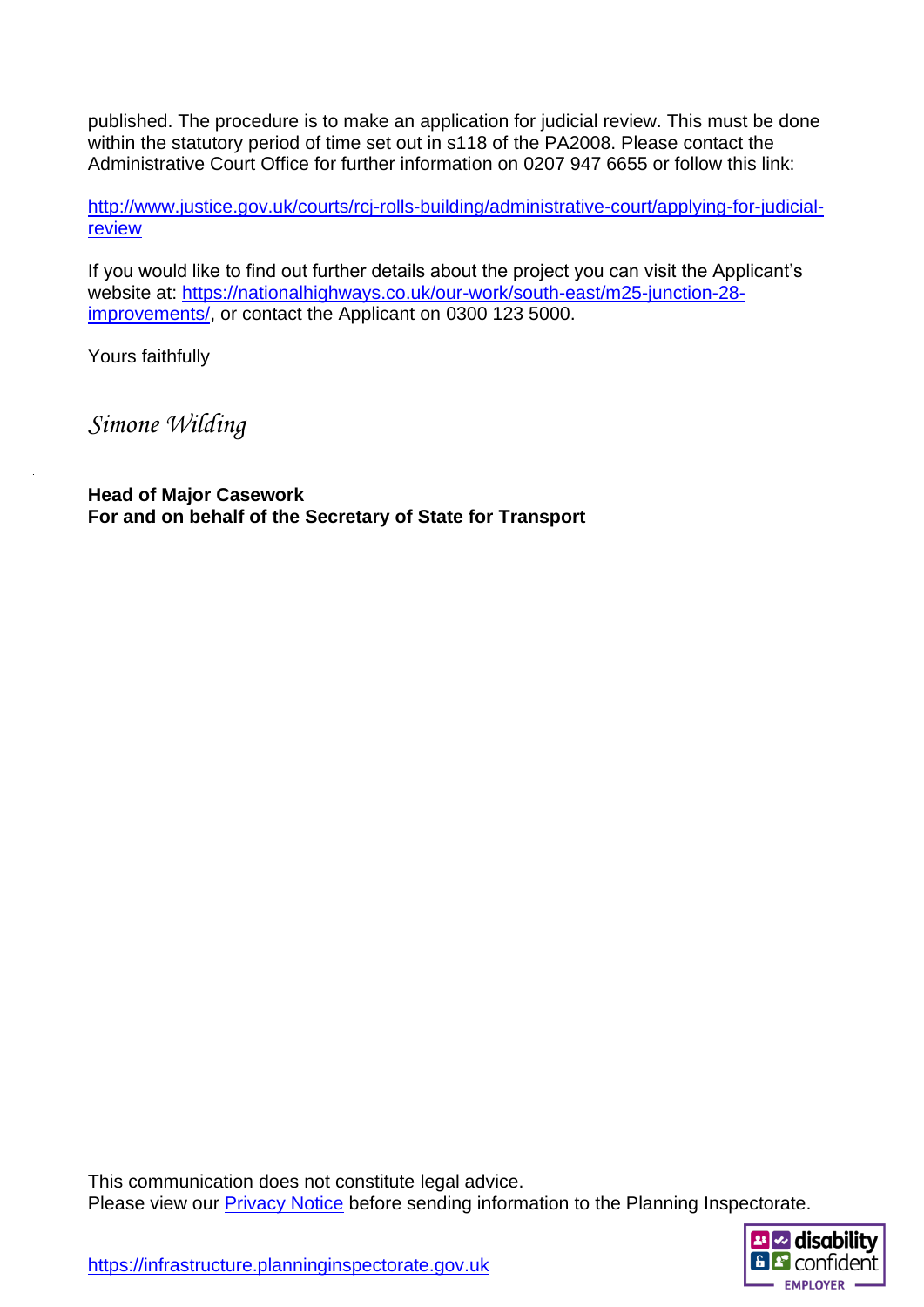published. The procedure is to make an application for judicial review. This must be done within the statutory period of time set out in s118 of the PA2008. Please contact the Administrative Court Office for further information on 0207 947 6655 or follow this link:

http://www.justice.gov.uk/courts/rcj-rolls-building/administrative-court/applying-for-judicial-review

If you would like to find out further details about the project you can visit the Applicant's website at: https://nationalhighways.co.uk/our-work/south-east/m25-junction-28-improvements/, or contact the Applicant on 0300 123 5000.

Yours faithfully

*Simone Wilding*

**Head of Major Casework**
**For and on behalf of the Secretary of State for Transport**

This communication does not constitute legal advice.
Please view our Privacy Notice before sending information to the Planning Inspectorate.

https://infrastructure.planninginspectorate.gov.uk